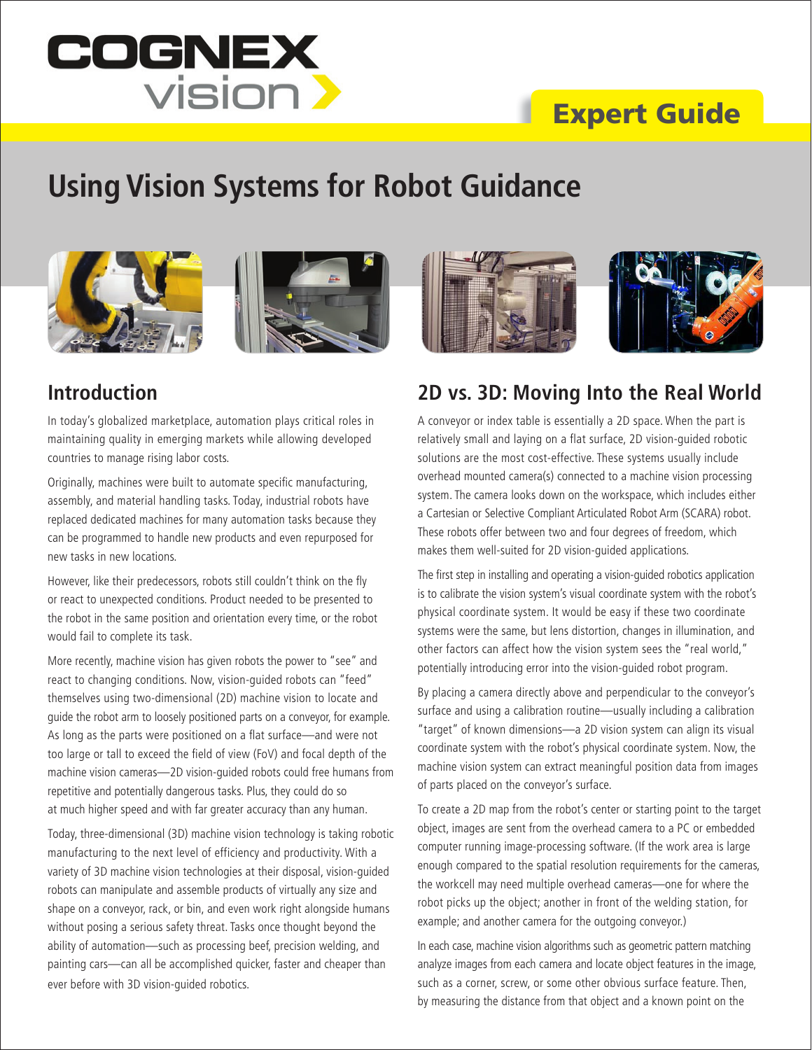COGNEX vision

Expert Guide

# Using Vision Systems for Robot Guidance

## Introduction

In today's globalized marketplace, automation plays critical roles in maintaining quality in emerging markets while allowing developed countries to manage rising labor costs.

Originally, machines were built to automate specific manufacturing, assembly, and material handling tasks. Today, industrial robots have replaced dedicated machines for many automation tasks because they can be programmed to handle new products and even repurposed for new tasks in new locations.

However, like their predecessors, robots still couldn't think on the fly or react to unexpected conditions. Product needed to be presented to the robot in the same position and orientation every time, or the robot would fail to complete its task.

More recently, machine vision has given robots the power to "see" and react to changing conditions. Now, vision-guided robots can "feed" themselves using two-dimensional (2D) machine vision to locate and guide the robot arm to loosely positioned parts on a conveyor, for example. As long as the parts were positioned on a flat surface—and were not too large or tall to exceed the field of view (FoV) and focal depth of the machine vision cameras—2D vision-guided robots could free humans from repetitive and potentially dangerous tasks. Plus, they could do so at much higher speed and with far greater accuracy than any human.

Today, three-dimensional (3D) machine vision technology is taking robotic manufacturing to the next level of efficiency and productivity. With a variety of 3D machine vision technologies at their disposal, vision-guided robots can manipulate and assemble products of virtually any size and shape on a conveyor, rack, or bin, and even work right alongside humans without posing a serious safety threat. Tasks once thought beyond the ability of automation—such as processing beef, precision welding, and painting cars—can all be accomplished quicker, faster and cheaper than ever before with 3D vision-guided robotics.

## 2D vs. 3D: Moving Into the Real World

A conveyor or index table is essentially a 2D space. When the part is relatively small and laying on a flat surface, 2D vision-guided robotic solutions are the most cost-effective. These systems usually include overhead mounted camera(s) connected to a machine vision processing system. The camera looks down on the workspace, which includes either a Cartesian or Selective Compliant Articulated Robot Arm (SCARA) robot. These robots offer between two and four degrees of freedom, which makes them well-suited for 2D vision-guided applications.

The first step in installing and operating a vision-guided robotics application is to calibrate the vision system's visual coordinate system with the robot's physical coordinate system. It would be easy if these two coordinate systems were the same, but lens distortion, changes in illumination, and other factors can affect how the vision system sees the "real world," potentially introducing error into the vision-guided robot program.

By placing a camera directly above and perpendicular to the conveyor's surface and using a calibration routine—usually including a calibration "target" of known dimensions—a 2D vision system can align its visual coordinate system with the robot's physical coordinate system. Now, the machine vision system can extract meaningful position data from images of parts placed on the conveyor's surface.

To create a 2D map from the robot's center or starting point to the target object, images are sent from the overhead camera to a PC or embedded computer running image-processing software. (If the work area is large enough compared to the spatial resolution requirements for the cameras, the workcell may need multiple overhead cameras—one for where the robot picks up the object; another in front of the welding station, for example; and another camera for the outgoing conveyor.)

In each case, machine vision algorithms such as geometric pattern matching analyze images from each camera and locate object features in the image, such as a corner, screw, or some other obvious surface feature. Then, by measuring the distance from that object and a known point on the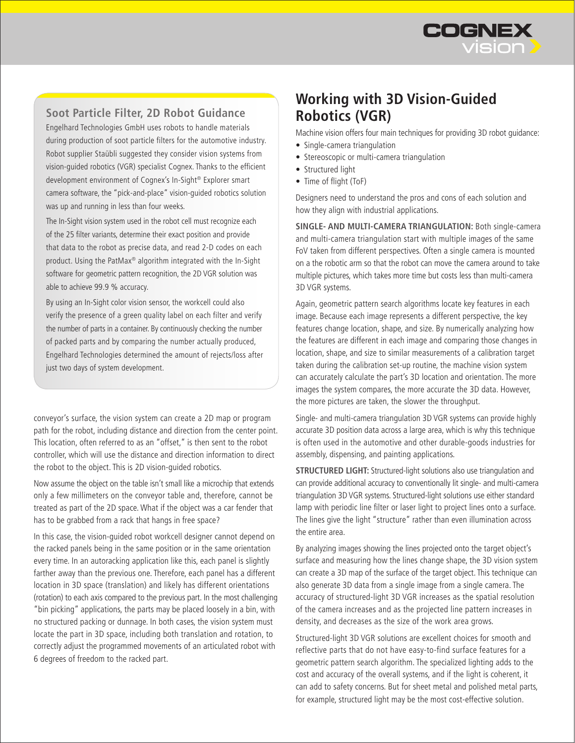## Soot Particle Filter, 2D Robot Guidance

Engelhard Technologies GmbH uses robots to handle materials during production of soot particle filters for the automotive industry. Robot supplier Staübli suggested they consider vision systems from vision-guided robotics (VGR) specialist Cognex. Thanks to the efficient development environment of Cognex's In-Sight® Explorer smart camera software, the "pick-and-place" vision-guided robotics solution was up and running in less than four weeks.

The In-Sight vision system used in the robot cell must recognize each of the 25 filter variants, determine their exact position and provide that data to the robot as precise data, and read 2-D codes on each product. Using the PatMax® algorithm integrated with the In-Sight software for geometric pattern recognition, the 2D VGR solution was able to achieve 99.9 % accuracy.

By using an In-Sight color vision sensor, the workcell could also verify the presence of a green quality label on each filter and verify the number of parts in a container. By continuously checking the number of packed parts and by comparing the number actually produced, Engelhard Technologies determined the amount of rejects/loss after just two days of system development.

conveyor's surface, the vision system can create a 2D map or program path for the robot, including distance and direction from the center point. This location, often referred to as an "offset," is then sent to the robot controller, which will use the distance and direction information to direct the robot to the object. This is 2D vision-guided robotics.

Now assume the object on the table isn't small like a microchip that extends only a few millimeters on the conveyor table and, therefore, cannot be treated as part of the 2D space. What if the object was a car fender that has to be grabbed from a rack that hangs in free space?

In this case, the vision-guided robot workcell designer cannot depend on the racked panels being in the same position or in the same orientation every time. In an autoracking application like this, each panel is slightly farther away than the previous one. Therefore, each panel has a different location in 3D space (translation) and likely has different orientations (rotation) to each axis compared to the previous part. In the most challenging "bin picking" applications, the parts may be placed loosely in a bin, with no structured packing or dunnage. In both cases, the vision system must locate the part in 3D space, including both translation and rotation, to correctly adjust the programmed movements of an articulated robot with 6 degrees of freedom to the racked part.

# Working with 3D Vision-Guided Robotics (VGR)

Machine vision offers four main techniques for providing 3D robot guidance:

- Single-camera triangulation
- Stereoscopic or multi-camera triangulation
- Structured light
- Time of flight (ToF)

Designers need to understand the pros and cons of each solution and how they align with industrial applications.

**SINGLE- AND MULTI-CAMERA TRIANGULATION:** Both single-camera and multi-camera triangulation start with multiple images of the same FoV taken from different perspectives. Often a single camera is mounted on a the robotic arm so that the robot can move the camera around to take multiple pictures, which takes more time but costs less than multi-camera 3D VGR systems.

Again, geometric pattern search algorithms locate key features in each image. Because each image represents a different perspective, the key features change location, shape, and size. By numerically analyzing how the features are different in each image and comparing those changes in location, shape, and size to similar measurements of a calibration target taken during the calibration set-up routine, the machine vision system can accurately calculate the part's 3D location and orientation. The more images the system compares, the more accurate the 3D data. However, the more pictures are taken, the slower the throughput.

Single- and multi-camera triangulation 3D VGR systems can provide highly accurate 3D position data across a large area, which is why this technique is often used in the automotive and other durable-goods industries for assembly, dispensing, and painting applications.

**STRUCTURED LIGHT:** Structured-light solutions also use triangulation and can provide additional accuracy to conventionally lit single- and multi-camera triangulation 3D VGR systems. Structured-light solutions use either standard lamp with periodic line filter or laser light to project lines onto a surface. The lines give the light "structure" rather than even illumination across the entire area.

By analyzing images showing the lines projected onto the target object's surface and measuring how the lines change shape, the 3D vision system can create a 3D map of the surface of the target object. This technique can also generate 3D data from a single image from a single camera. The accuracy of structured-light 3D VGR increases as the spatial resolution of the camera increases and as the projected line pattern increases in density, and decreases as the size of the work area grows.

Structured-light 3D VGR solutions are excellent choices for smooth and reflective parts that do not have easy-to-find surface features for a geometric pattern search algorithm. The specialized lighting adds to the cost and accuracy of the overall systems, and if the light is coherent, it can add to safety concerns. But for sheet metal and polished metal parts, for example, structured light may be the most cost-effective solution.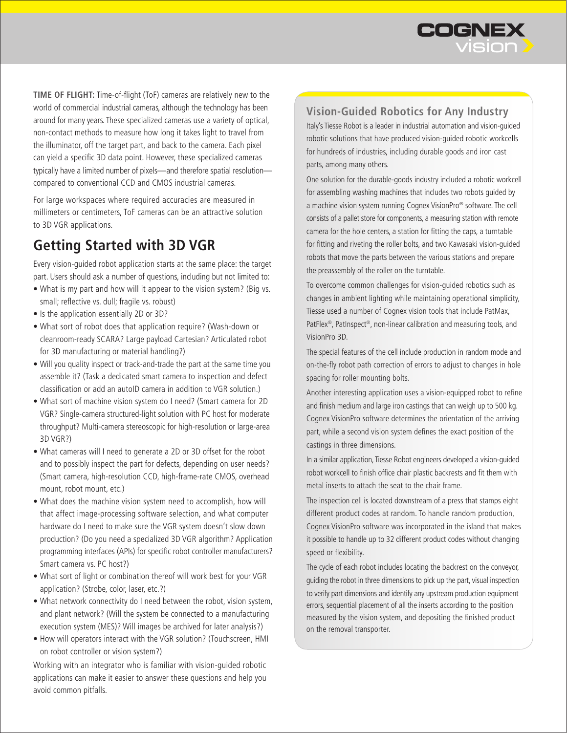**TIME OF FLIGHT:** Time-of-flight (ToF) cameras are relatively new to the world of commercial industrial cameras, although the technology has been around for many years. These specialized cameras use a variety of optical, non-contact methods to measure how long it takes light to travel from the illuminator, off the target part, and back to the camera. Each pixel can yield a specific 3D data point. However, these specialized cameras typically have a limited number of pixels—and therefore spatial resolution—compared to conventional CCD and CMOS industrial cameras.

For large workspaces where required accuracies are measured in millimeters or centimeters, ToF cameras can be an attractive solution to 3D VGR applications.

## Getting Started with 3D VGR

Every vision-guided robot application starts at the same place: the target part. Users should ask a number of questions, including but not limited to:

- What is my part and how will it appear to the vision system? (Big vs. small; reflective vs. dull; fragile vs. robust)
- Is the application essentially 2D or 3D?
- What sort of robot does that application require? (Wash-down or cleanroom-ready SCARA? Large payload Cartesian? Articulated robot for 3D manufacturing or material handling?)
- Will you quality inspect or track-and-trade the part at the same time you assemble it? (Task a dedicated smart camera to inspection and defect classification or add an autoID camera in addition to VGR solution.)
- What sort of machine vision system do I need? (Smart camera for 2D VGR? Single-camera structured-light solution with PC host for moderate throughput? Multi-camera stereoscopic for high-resolution or large-area 3D VGR?)
- What cameras will I need to generate a 2D or 3D offset for the robot and to possibly inspect the part for defects, depending on user needs? (Smart camera, high-resolution CCD, high-frame-rate CMOS, overhead mount, robot mount, etc.)
- What does the machine vision system need to accomplish, how will that affect image-processing software selection, and what computer hardware do I need to make sure the VGR system doesn't slow down production? (Do you need a specialized 3D VGR algorithm? Application programming interfaces (APIs) for specific robot controller manufacturers? Smart camera vs. PC host?)
- What sort of light or combination thereof will work best for your VGR application? (Strobe, color, laser, etc.?)
- What network connectivity do I need between the robot, vision system, and plant network? (Will the system be connected to a manufacturing execution system (MES)? Will images be archived for later analysis?)
- How will operators interact with the VGR solution? (Touchscreen, HMI on robot controller or vision system?)

Working with an integrator who is familiar with vision-guided robotic applications can make it easier to answer these questions and help you avoid common pitfalls.

### Vision-Guided Robotics for Any Industry

Italy's Tiesse Robot is a leader in industrial automation and vision-guided robotic solutions that have produced vision-guided robotic workcells for hundreds of industries, including durable goods and iron cast parts, among many others.

One solution for the durable-goods industry included a robotic workcell for assembling washing machines that includes two robots guided by a machine vision system running Cognex VisionPro® software. The cell consists of a pallet store for components, a measuring station with remote camera for the hole centers, a station for fitting the caps, a turntable for fitting and riveting the roller bolts, and two Kawasaki vision-guided robots that move the parts between the various stations and prepare the preassembly of the roller on the turntable.

To overcome common challenges for vision-guided robotics such as changes in ambient lighting while maintaining operational simplicity, Tiesse used a number of Cognex vision tools that include PatMax, PatFlex®, PatInspect®, non-linear calibration and measuring tools, and VisionPro 3D.

The special features of the cell include production in random mode and on-the-fly robot path correction of errors to adjust to changes in hole spacing for roller mounting bolts.

Another interesting application uses a vision-equipped robot to refine and finish medium and large iron castings that can weigh up to 500 kg. Cognex VisionPro software determines the orientation of the arriving part, while a second vision system defines the exact position of the castings in three dimensions.

In a similar application, Tiesse Robot engineers developed a vision-guided robot workcell to finish office chair plastic backrests and fit them with metal inserts to attach the seat to the chair frame.

The inspection cell is located downstream of a press that stamps eight different product codes at random. To handle random production, Cognex VisionPro software was incorporated in the island that makes it possible to handle up to 32 different product codes without changing speed or flexibility.

The cycle of each robot includes locating the backrest on the conveyor, guiding the robot in three dimensions to pick up the part, visual inspection to verify part dimensions and identify any upstream production equipment errors, sequential placement of all the inserts according to the position measured by the vision system, and depositing the finished product on the removal transporter.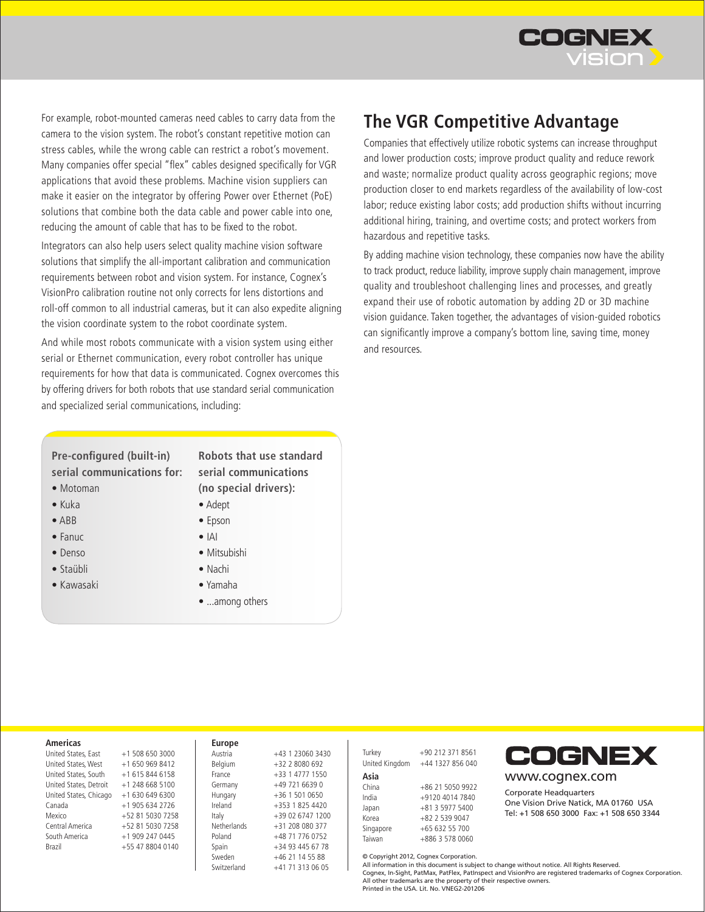For example, robot-mounted cameras need cables to carry data from the camera to the vision system. The robot's constant repetitive motion can stress cables, while the wrong cable can restrict a robot's movement. Many companies offer special "flex" cables designed specifically for VGR applications that avoid these problems. Machine vision suppliers can make it easier on the integrator by offering Power over Ethernet (PoE) solutions that combine both the data cable and power cable into one, reducing the amount of cable that has to be fixed to the robot.

Integrators can also help users select quality machine vision software solutions that simplify the all-important calibration and communication requirements between robot and vision system. For instance, Cognex's VisionPro calibration routine not only corrects for lens distortions and roll-off common to all industrial cameras, but it can also expedite aligning the vision coordinate system to the robot coordinate system.

And while most robots communicate with a vision system using either serial or Ethernet communication, every robot controller has unique requirements for how that data is communicated. Cognex overcomes this by offering drivers for both robots that use standard serial communication and specialized serial communications, including:

**Pre-configured (built-in) serial communications for:**

- Motoman
- Kuka
- ABB
- Fanuc
- Denso
- Staübli
- Kawasaki

**Robots that use standard serial communications (no special drivers):**

- Adept
- Epson
- IAI
- Mitsubishi
- Nachi
- Yamaha
- ...among others

## The VGR Competitive Advantage

Companies that effectively utilize robotic systems can increase throughput and lower production costs; improve product quality and reduce rework and waste; normalize product quality across geographic regions; move production closer to end markets regardless of the availability of low-cost labor; reduce existing labor costs; add production shifts without incurring additional hiring, training, and overtime costs; and protect workers from hazardous and repetitive tasks.

By adding machine vision technology, these companies now have the ability to track product, reduce liability, improve supply chain management, improve quality and troubleshoot challenging lines and processes, and greatly expand their use of robotic automation by adding 2D or 3D machine vision guidance. Taken together, the advantages of vision-guided robotics can significantly improve a company's bottom line, saving time, money and resources.

**Americas**

| | |
|---|---|
| United States, East | +1 508 650 3000 |
| United States, West | +1 650 969 8412 |
| United States, South | +1 615 844 6158 |
| United States, Detroit | +1 248 668 5100 |
| United States, Chicago | +1 630 649 6300 |
| Canada | +1 905 634 2726 |
| Mexico | +52 81 5030 7258 |
| Central America | +52 81 5030 7258 |
| South America | +1 909 247 0445 |
| Brazil | +55 47 8804 0140 |

**Europe**

| | |
|---|---|
| Austria | +43 1 23060 3430 |
| Belgium | +32 2 8080 692 |
| France | +33 1 4777 1550 |
| Germany | +49 721 6639 0 |
| Hungary | +36 1 501 0650 |
| Ireland | +353 1 825 4420 |
| Italy | +39 02 6747 1200 |
| Netherlands | +31 208 080 377 |
| Poland | +48 71 776 0752 |
| Spain | +34 93 445 67 78 |
| Sweden | +46 21 14 55 88 |
| Switzerland | +41 71 313 06 05 |
| Turkey | +90 212 371 8561 |
| United Kingdom | +44 1327 856 040 |

**Asia**

| | |
|---|---|
| China | +86 21 5050 9922 |
| India | +9120 4014 7840 |
| Japan | +81 3 5977 5400 |
| Korea | +82 2 539 9047 |
| Singapore | +65 632 55 700 |
| Taiwan | +886 3 578 0060 |

**COGNEX**

www.cognex.com

Corporate Headquarters
One Vision Drive Natick, MA 01760 USA
Tel: +1 508 650 3000 Fax: +1 508 650 3344

© Copyright 2012, Cognex Corporation.
All information in this document is subject to change without notice. All Rights Reserved.
Cognex, In-Sight, PatMax, PatFlex, PatInspect and VisionPro are registered trademarks of Cognex Corporation.
All other trademarks are the property of their respective owners.
Printed in the USA. Lit. No. VNEG2-201206